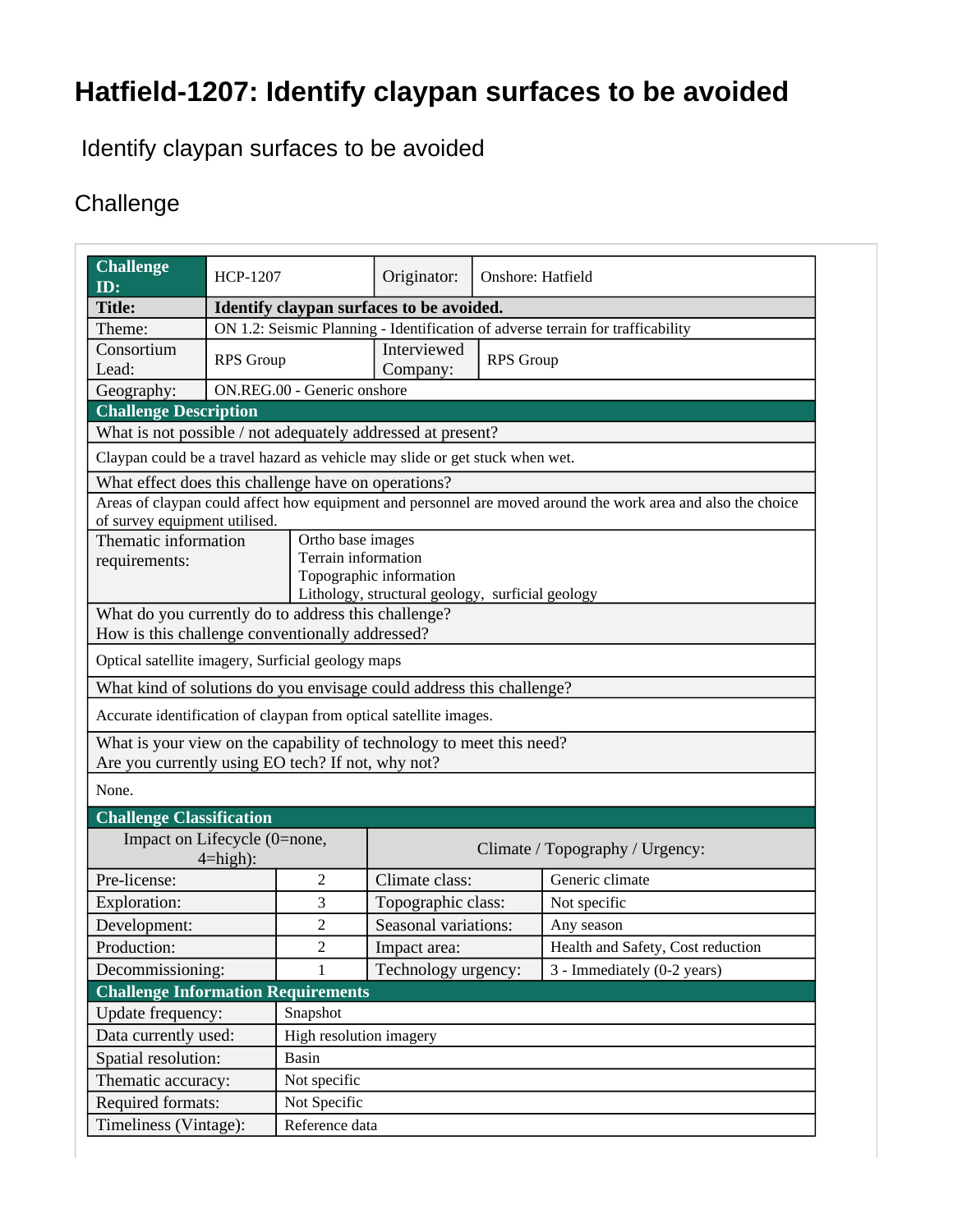# Hatfield-1207: Identify claypan surfaces to be avoided

Identify claypan surfaces to be avoided

## Challenge

| **Challenge ID:** | HCP-1207 | Originator: | Onshore: Hatfield |
|---|---|---|---|
| **Title:** | **Identify claypan surfaces to be avoided.** | | |
| Theme: | ON 1.2: Seismic Planning - Identification of adverse terrain for trafficability | | |
| Consortium Lead: | RPS Group | Interviewed Company: | RPS Group |
| Geography: | ON.REG.00 - Generic onshore | | |

| **Challenge Description** | |
|---|---|
| What is not possible / not adequately addressed at present? | |
| Claypan could be a travel hazard as vehicle may slide or get stuck when wet. | |
| What effect does this challenge have on operations? | |
| Areas of claypan could affect how equipment and personnel are moved around the work area and also the choice of survey equipment utilised. | |
| Thematic information requirements: | Ortho base images<br>Terrain information<br>Topographic information<br>Lithology, structural geology, surficial geology |
| What do you currently do to address this challenge?<br>How is this challenge conventionally addressed? | |
| Optical satellite imagery, Surficial geology maps | |
| What kind of solutions do you envisage could address this challenge? | |
| Accurate identification of claypan from optical satellite images. | |
| What is your view on the capability of technology to meet this need?<br>Are you currently using EO tech? If not, why not? | |
| None. | |

| **Challenge Classification** | | | |
|---|---|---|---|
| Impact on Lifecycle (0=none, 4=high): | | Climate / Topography / Urgency: | |
| Pre-license: | 2 | Climate class: | Generic climate |
| Exploration: | 3 | Topographic class: | Not specific |
| Development: | 2 | Seasonal variations: | Any season |
| Production: | 2 | Impact area: | Health and Safety, Cost reduction |
| Decommissioning: | 1 | Technology urgency: | 3 - Immediately (0-2 years) |

| **Challenge Information Requirements** | |
|---|---|
| Update frequency: | Snapshot |
| Data currently used: | High resolution imagery |
| Spatial resolution: | Basin |
| Thematic accuracy: | Not specific |
| Required formats: | Not Specific |
| Timeliness (Vintage): | Reference data |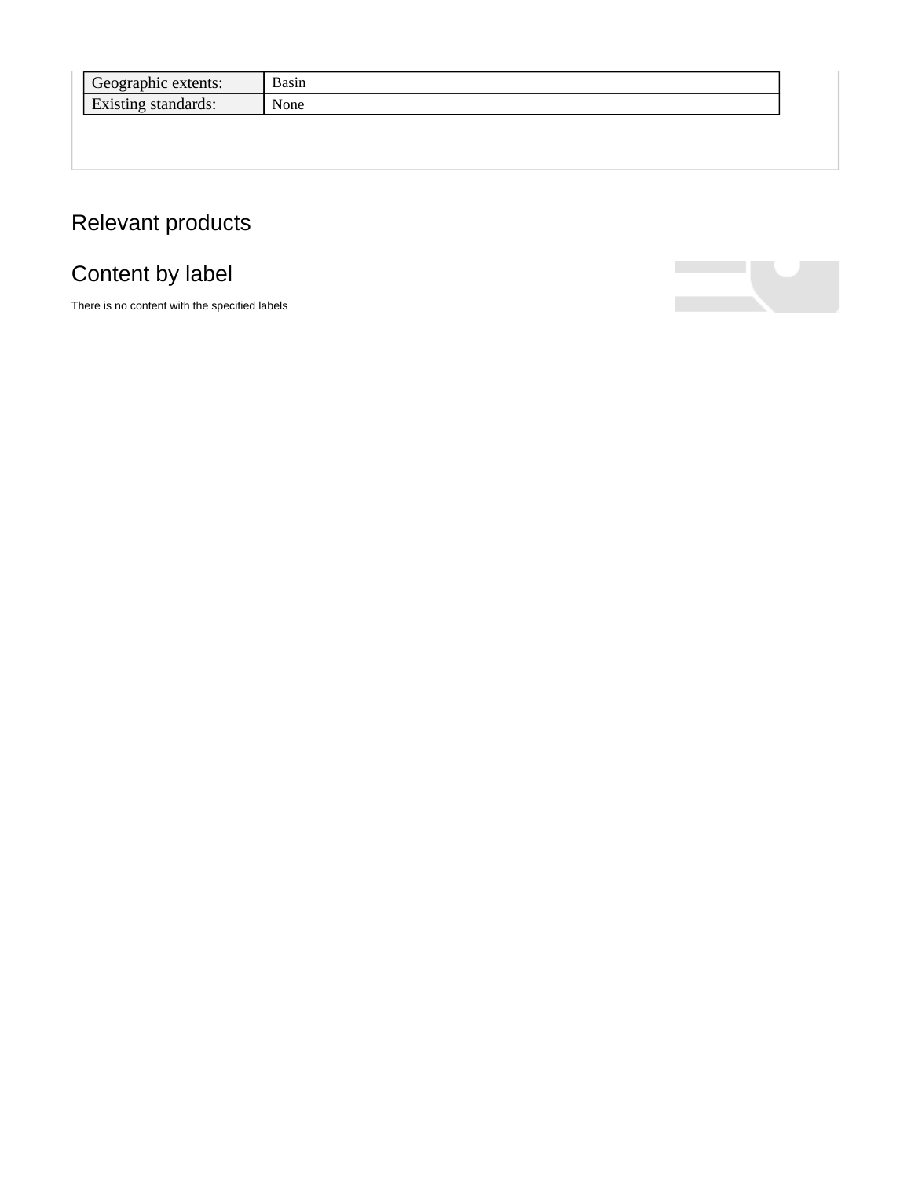| | |
|---|---|
| Geographic extents: | Basin |
| Existing standards: | None |

## Relevant products

## Content by label

There is no content with the specified labels